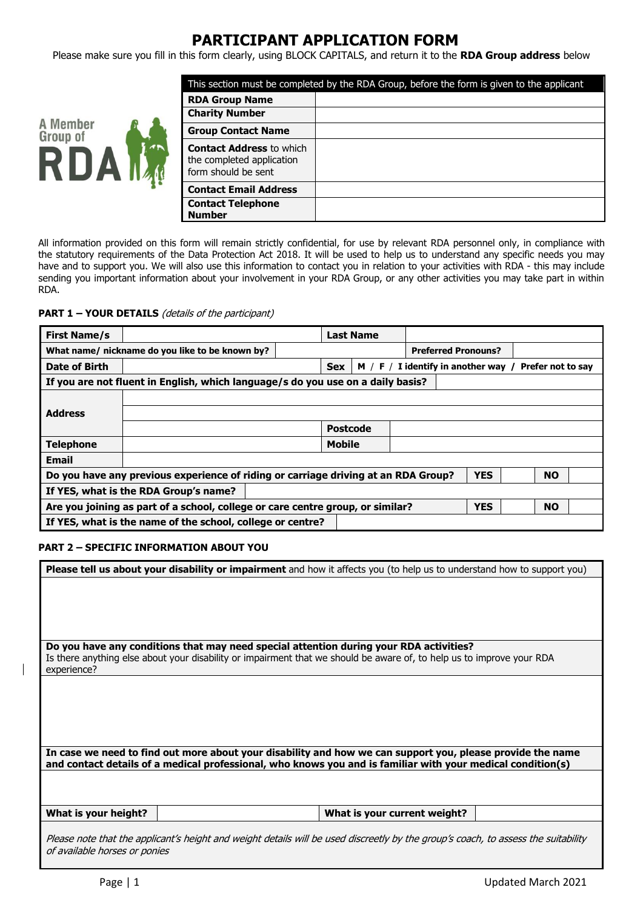# PARTICIPANT APPLICATION FORM

Please make sure you fill in this form clearly, using BLOCK CAPITALS, and return it to the **RDA Group address** below

A Member Group of RDA

| This section must be completed by the RDA Group, before the form is given to the applicant | |
|---|---|
| **RDA Group Name** | |
| **Charity Number** | |
| **Group Contact Name** | |
| **Contact Address** to which the completed application form should be sent | |
| **Contact Email Address** | |
| **Contact Telephone Number** | |

All information provided on this form will remain strictly confidential, for use by relevant RDA personnel only, in compliance with the statutory requirements of the Data Protection Act 2018. It will be used to help us to understand any specific needs you may have and to support you. We will also use this information to contact you in relation to your activities with RDA - this may include sending you important information about your involvement in your RDA Group, or any other activities you may take part in within RDA.

**PART 1 – YOUR DETAILS** *(details of the participant)*

| | | | |
|---|---|---|---|
| **First Name/s** | | **Last Name** | |
| **What name/ nickname do you like to be known by?** | | **Preferred Pronouns?** | |
| **Date of Birth** | | **Sex** | **M / F / I identify in another way / Prefer not to say** |
| **If you are not fluent in English, which language/s do you use on a daily basis?** | | | |
| **Address** | | | |
| | | | |
| | | **Postcode** | |
| **Telephone** | | **Mobile** | |
| **Email** | | | |
| **Do you have any previous experience of riding or carriage driving at an RDA Group?** | | **YES** | **NO** |
| **If YES, what is the RDA Group's name?** | | | |
| **Are you joining as part of a school, college or care centre group, or similar?** | | **YES** | **NO** |
| **If YES, what is the name of the school, college or centre?** | | | |

**PART 2 – SPECIFIC INFORMATION ABOUT YOU**

| | | | |
|---|---|---|---|
| **Please tell us about your disability or impairment** and how it affects you (to help us to understand how to support you) | | | |
| | | | |
| **Do you have any conditions that may need special attention during your RDA activities?** Is there anything else about your disability or impairment that we should be aware of, to help us to improve your RDA experience? | | | |
| | | | |
| **In case we need to find out more about your disability and how we can support you, please provide the name and contact details of a medical professional, who knows you and is familiar with your medical condition(s)** | | | |
| | | | |
| **What is your height?** | | **What is your current weight?** | |
| *Please note that the applicant's height and weight details will be used discreetly by the group's coach, to assess the suitability of available horses or ponies* | | | |

Updated March 2021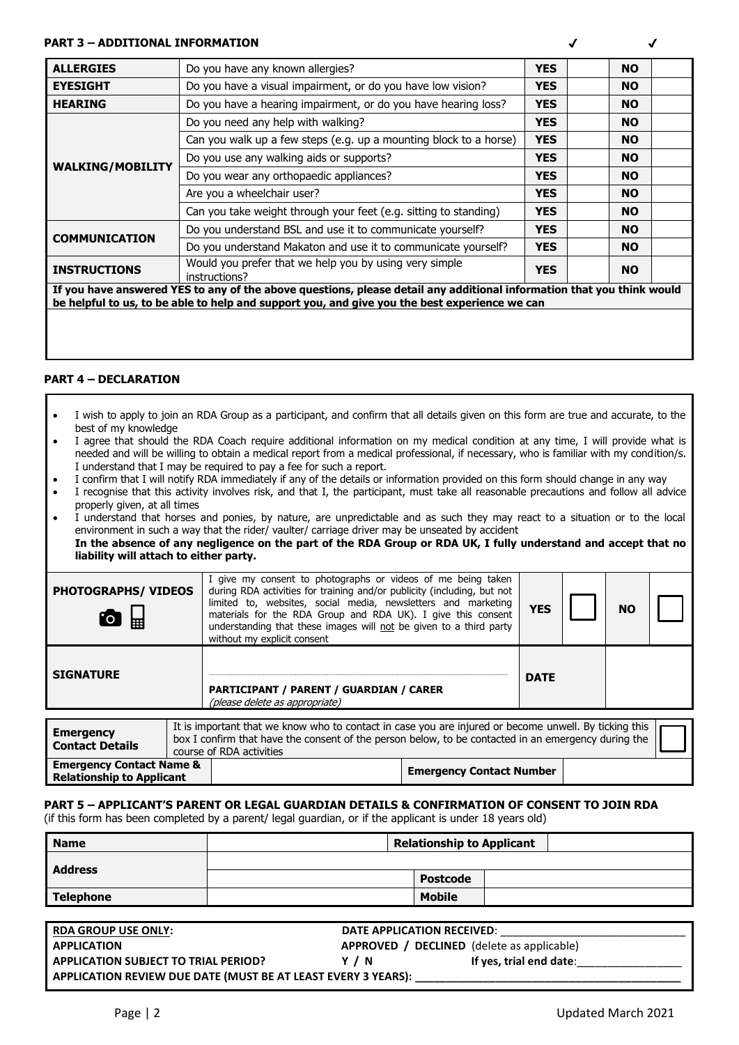## PART 3 – ADDITIONAL INFORMATION

| | | | ✓ | | ✓ |
|---|---|---|---|---|---|
| **ALLERGIES** | Do you have any known allergies? | **YES** | | **NO** | |
| **EYESIGHT** | Do you have a visual impairment, or do you have low vision? | **YES** | | **NO** | |
| **HEARING** | Do you have a hearing impairment, or do you have hearing loss? | **YES** | | **NO** | |
| **WALKING/MOBILITY** | Do you need any help with walking? | **YES** | | **NO** | |
| | Can you walk up a few steps (e.g. up a mounting block to a horse) | **YES** | | **NO** | |
| | Do you use any walking aids or supports? | **YES** | | **NO** | |
| | Do you wear any orthopaedic appliances? | **YES** | | **NO** | |
| | Are you a wheelchair user? | **YES** | | **NO** | |
| | Can you take weight through your feet (e.g. sitting to standing) | **YES** | | **NO** | |
| **COMMUNICATION** | Do you understand BSL and use it to communicate yourself? | **YES** | | **NO** | |
| | Do you understand Makaton and use it to communicate yourself? | **YES** | | **NO** | |
| **INSTRUCTIONS** | Would you prefer that we help you by using very simple instructions? | **YES** | | **NO** | |

**If you have answered YES to any of the above questions, please detail any additional information that you think would be helpful to us, to be able to help and support you, and give you the best experience we can**

## PART 4 – DECLARATION

- I wish to apply to join an RDA Group as a participant, and confirm that all details given on this form are true and accurate, to the best of my knowledge
- I agree that should the RDA Coach require additional information on my medical condition at any time, I will provide what is needed and will be willing to obtain a medical report from a medical professional, if necessary, who is familiar with my condition/s. I understand that I may be required to pay a fee for such a report.
- I confirm that I will notify RDA immediately if any of the details or information provided on this form should change in any way
- I recognise that this activity involves risk, and that I, the participant, must take all reasonable precautions and follow all advice properly given, at all times
- I understand that horses and ponies, by nature, are unpredictable and as such they may react to a situation or to the local environment in such a way that the rider/ vaulter/ carriage driver may be unseated by accident
  **In the absence of any negligence on the part of the RDA Group or RDA UK, I fully understand and accept that no liability will attach to either party.**

| | | | | | |
|---|---|---|---|---|---|
| **PHOTOGRAPHS/ VIDEOS** | I give my consent to photographs or videos of me being taken during RDA activities for training and/or publicity (including, but not limited to, websites, social media, newsletters and marketing materials for the RDA Group and RDA UK). I give this consent understanding that these images will not be given to a third party without my explicit consent | **YES** | ☐ | **NO** | ☐ |
| **SIGNATURE** | **PARTICIPANT / PARENT / GUARDIAN / CARER** *(please delete as appropriate)* | **DATE** | | | |

| | | | |
|---|---|---|---|
| **Emergency Contact Details** | It is important that we know who to contact in case you are injured or become unwell. By ticking this box I confirm that have the consent of the person below, to be contacted in an emergency during the course of RDA activities | | ☐ |
| **Emergency Contact Name & Relationship to Applicant** | | **Emergency Contact Number** | |

## PART 5 – APPLICANT'S PARENT OR LEGAL GUARDIAN DETAILS & CONFIRMATION OF CONSENT TO JOIN RDA

(if this form has been completed by a parent/ legal guardian, or if the applicant is under 18 years old)

| | | | |
|---|---|---|---|
| **Name** | | **Relationship to Applicant** | |
| **Address** | | | |
| | | **Postcode** | |
| **Telephone** | | **Mobile** | |

**RDA GROUP USE ONLY:** **DATE APPLICATION RECEIVED**: ______________________________
**APPLICATION** **APPROVED / DECLINED** (delete as applicable)
**APPLICATION SUBJECT TO TRIAL PERIOD?** **Y / N** **If yes, trial end date**:_________________
**APPLICATION REVIEW DUE DATE (MUST BE AT LEAST EVERY 3 YEARS): ________________________________________**

Updated March 2021